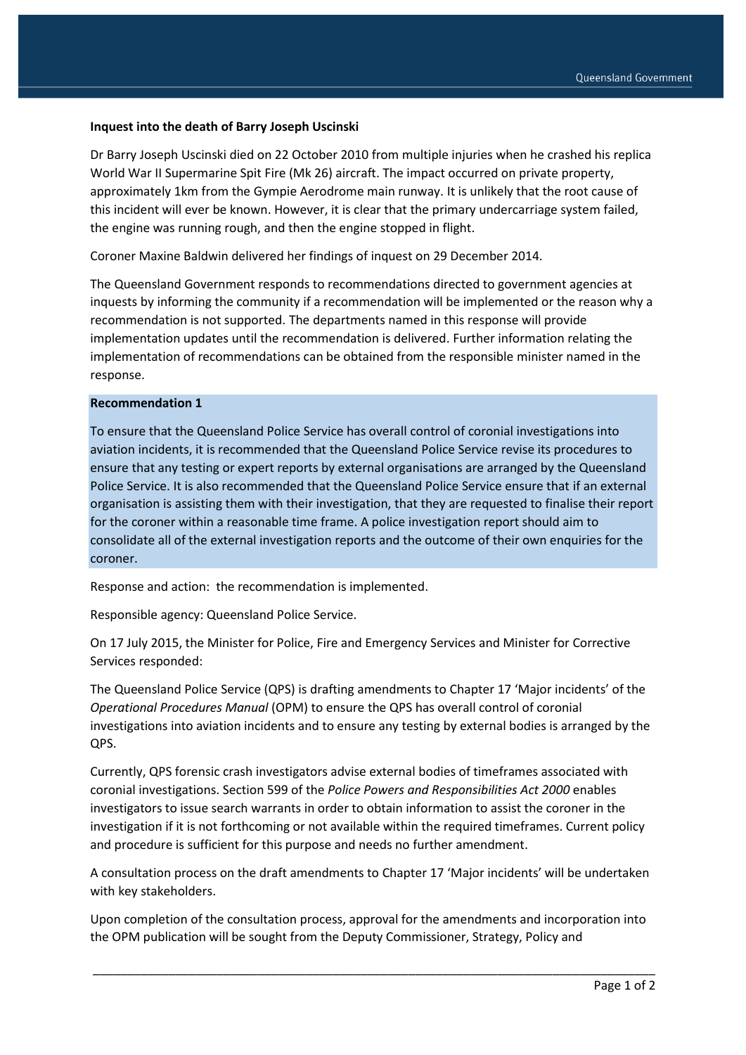**Inquest into the death of Barry Joseph Uscinski**

Dr Barry Joseph Uscinski died on 22 October 2010 from multiple injuries when he crashed his replica World War II Supermarine Spit Fire (Mk 26) aircraft. The impact occurred on private property, approximately 1km from the Gympie Aerodrome main runway. It is unlikely that the root cause of this incident will ever be known. However, it is clear that the primary undercarriage system failed, the engine was running rough, and then the engine stopped in flight.

Coroner Maxine Baldwin delivered her findings of inquest on 29 December 2014.

The Queensland Government responds to recommendations directed to government agencies at inquests by informing the community if a recommendation will be implemented or the reason why a recommendation is not supported. The departments named in this response will provide implementation updates until the recommendation is delivered. Further information relating the implementation of recommendations can be obtained from the responsible minister named in the response.

**Recommendation 1**

To ensure that the Queensland Police Service has overall control of coronial investigations into aviation incidents, it is recommended that the Queensland Police Service revise its procedures to ensure that any testing or expert reports by external organisations are arranged by the Queensland Police Service. It is also recommended that the Queensland Police Service ensure that if an external organisation is assisting them with their investigation, that they are requested to finalise their report for the coroner within a reasonable time frame. A police investigation report should aim to consolidate all of the external investigation reports and the outcome of their own enquiries for the coroner.

Response and action: the recommendation is implemented.

Responsible agency: Queensland Police Service.

On 17 July 2015, the Minister for Police, Fire and Emergency Services and Minister for Corrective Services responded:

The Queensland Police Service (QPS) is drafting amendments to Chapter 17 'Major incidents' of the *Operational Procedures Manual* (OPM) to ensure the QPS has overall control of coronial investigations into aviation incidents and to ensure any testing by external bodies is arranged by the QPS.

Currently, QPS forensic crash investigators advise external bodies of timeframes associated with coronial investigations. Section 599 of the *Police Powers and Responsibilities Act 2000* enables investigators to issue search warrants in order to obtain information to assist the coroner in the investigation if it is not forthcoming or not available within the required timeframes. Current policy and procedure is sufficient for this purpose and needs no further amendment.

A consultation process on the draft amendments to Chapter 17 'Major incidents' will be undertaken with key stakeholders.

Upon completion of the consultation process, approval for the amendments and incorporation into the OPM publication will be sought from the Deputy Commissioner, Strategy, Policy and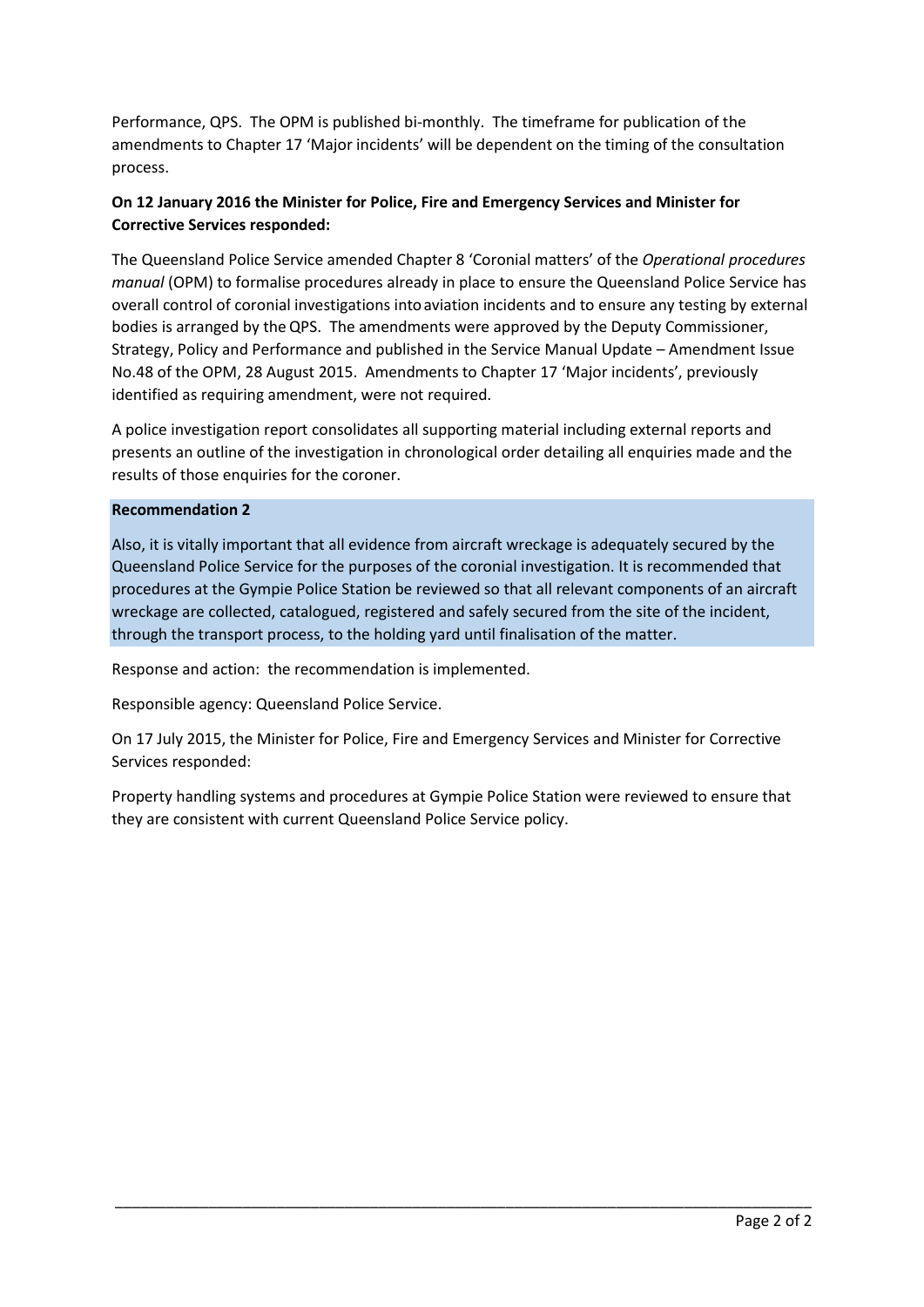Performance, QPS. The OPM is published bi-monthly. The timeframe for publication of the amendments to Chapter 17 'Major incidents' will be dependent on the timing of the consultation process.

**On 12 January 2016 the Minister for Police, Fire and Emergency Services and Minister for Corrective Services responded:**

The Queensland Police Service amended Chapter 8 'Coronial matters' of the *Operational procedures manual* (OPM) to formalise procedures already in place to ensure the Queensland Police Service has overall control of coronial investigations into aviation incidents and to ensure any testing by external bodies is arranged by the QPS. The amendments were approved by the Deputy Commissioner, Strategy, Policy and Performance and published in the Service Manual Update – Amendment Issue No.48 of the OPM, 28 August 2015. Amendments to Chapter 17 'Major incidents', previously identified as requiring amendment, were not required.

A police investigation report consolidates all supporting material including external reports and presents an outline of the investigation in chronological order detailing all enquiries made and the results of those enquiries for the coroner.

**Recommendation 2**

Also, it is vitally important that all evidence from aircraft wreckage is adequately secured by the Queensland Police Service for the purposes of the coronial investigation. It is recommended that procedures at the Gympie Police Station be reviewed so that all relevant components of an aircraft wreckage are collected, catalogued, registered and safely secured from the site of the incident, through the transport process, to the holding yard until finalisation of the matter.

Response and action: the recommendation is implemented.

Responsible agency: Queensland Police Service.

On 17 July 2015, the Minister for Police, Fire and Emergency Services and Minister for Corrective Services responded:

Property handling systems and procedures at Gympie Police Station were reviewed to ensure that they are consistent with current Queensland Police Service policy.